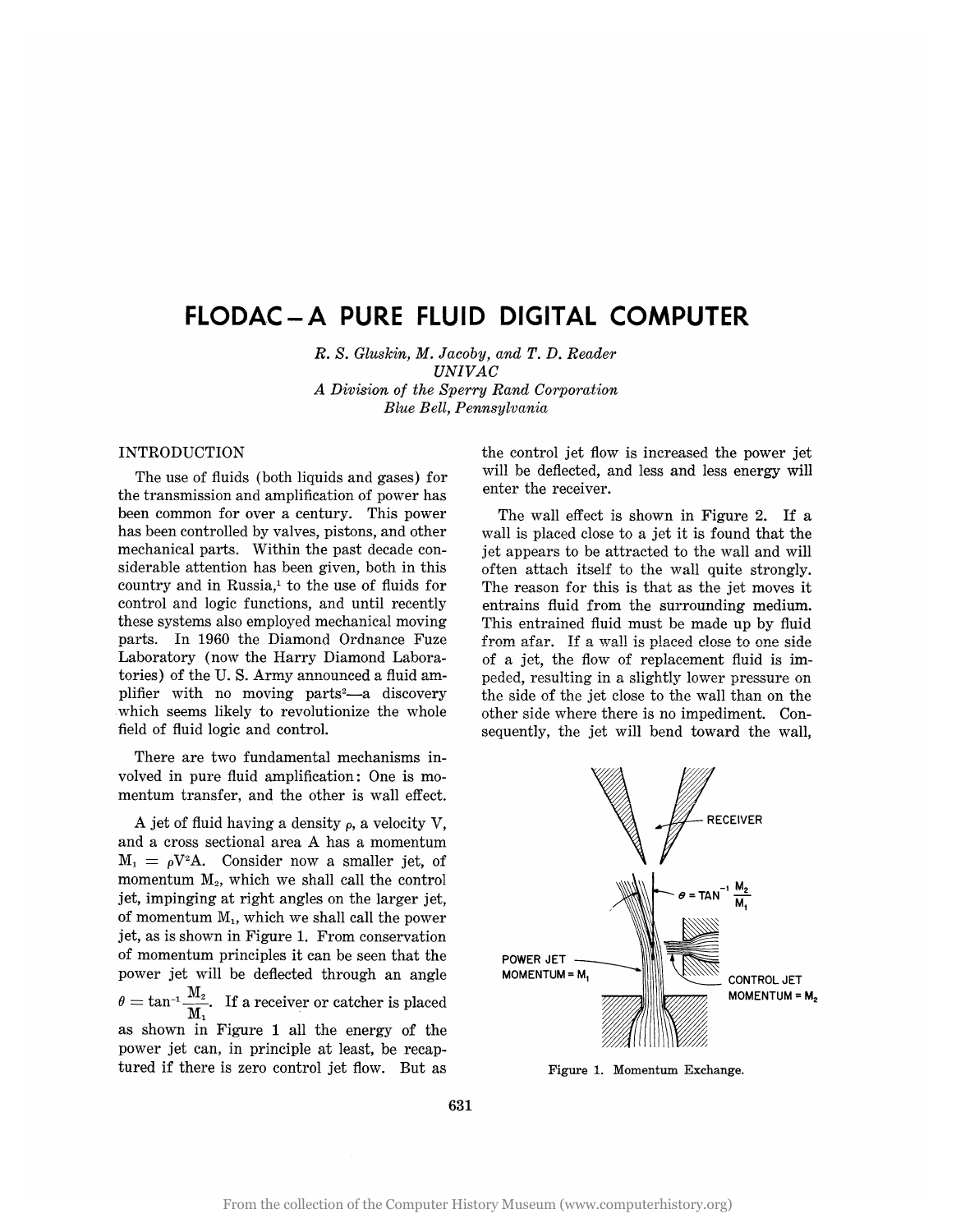# FLODAC—A PURE FLUID DIGITAL COMPUTER

*R. S. Gluskin, M. Jacoby, and T. D. Reader*
*UNIVAC*
*A Division of the Sperry Rand Corporation*
*Blue Bell, Pennsylvania*

## INTRODUCTION

The use of fluids (both liquids and gases) for the transmission and amplification of power has been common for over a century. This power has been controlled by valves, pistons, and other mechanical parts. Within the past decade considerable attention has been given, both in this country and in Russia,[1] to the use of fluids for control and logic functions, and until recently these systems also employed mechanical moving parts. In 1960 the Diamond Ordnance Fuze Laboratory (now the Harry Diamond Laboratories) of the U. S. Army announced a fluid amplifier with no moving parts[2]—a discovery which seems likely to revolutionize the whole field of fluid logic and control.

There are two fundamental mechanisms involved in pure fluid amplification: One is momentum transfer, and the other is wall effect.

A jet of fluid having a density $\rho$, a velocity V, and a cross sectional area A has a momentum $M_1 = \rho V^2 A$. Consider now a smaller jet, of momentum $M_2$, which we shall call the control jet, impinging at right angles on the larger jet, of momentum $M_1$, which we shall call the power jet, as is shown in Figure 1. From conservation of momentum principles it can be seen that the power jet will be deflected through an angle $\theta = \tan^{-1}\frac{M_2}{M_1}$. If a receiver or catcher is placed as shown in Figure 1 all the energy of the power jet can, in principle at least, be recaptured if there is zero control jet flow. But as the control jet flow is increased the power jet will be deflected, and less and less energy will enter the receiver.

The wall effect is shown in Figure 2. If a wall is placed close to a jet it is found that the jet appears to be attracted to the wall and will often attach itself to the wall quite strongly. The reason for this is that as the jet moves it entrains fluid from the surrounding medium. This entrained fluid must be made up by fluid from afar. If a wall is placed close to one side of a jet, the flow of replacement fluid is impeded, resulting in a slightly lower pressure on the side of the jet close to the wall than on the other side where there is no impediment. Consequently, the jet will bend toward the wall,

RECEIVER

$\theta = \tan^{-1}\frac{M_2}{M_1}$

POWER JET MOMENTUM = $M_1$

CONTROL JET MOMENTUM = $M_2$

Figure 1. Momentum Exchange.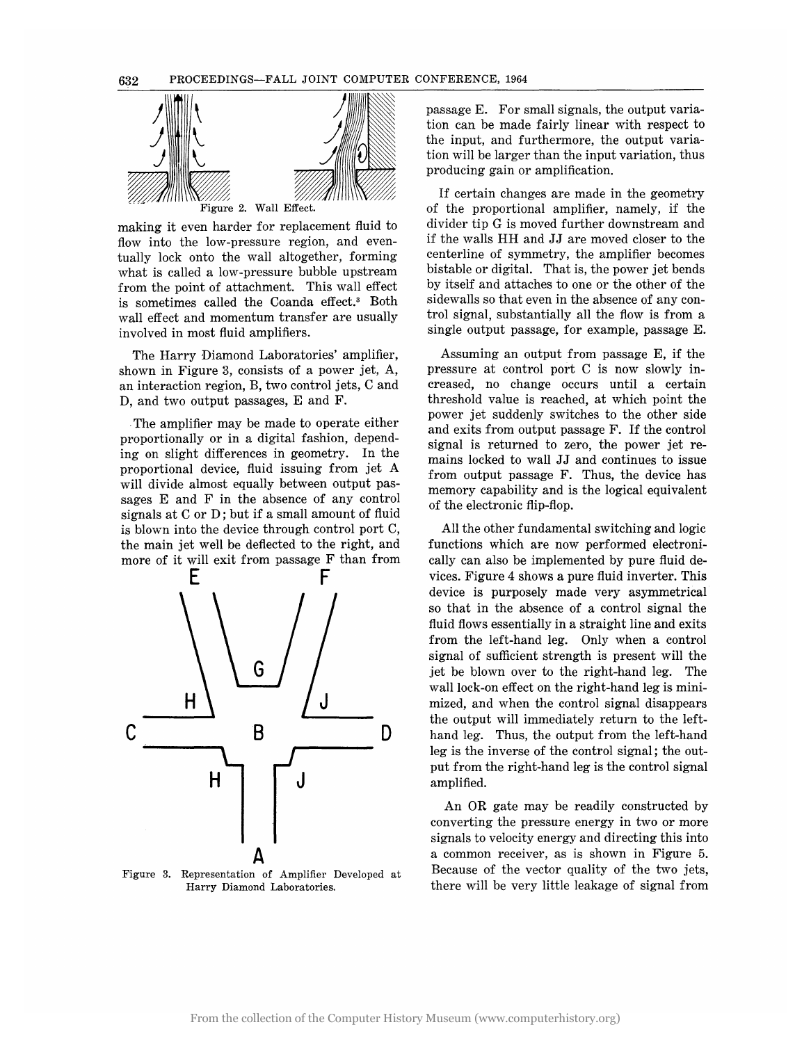Figure 2. Wall Effect.

making it even harder for replacement fluid to flow into the low-pressure region, and eventually lock onto the wall altogether, forming what is called a low-pressure bubble upstream from the point of attachment. This wall effect is sometimes called the Coanda effect.[3] Both wall effect and momentum transfer are usually involved in most fluid amplifiers.

The Harry Diamond Laboratories' amplifier, shown in Figure 3, consists of a power jet, A, an interaction region, B, two control jets, C and D, and two output passages, E and F.

The amplifier may be made to operate either proportionally or in a digital fashion, depending on slight differences in geometry. In the proportional device, fluid issuing from jet A will divide almost equally between output passages E and F in the absence of any control signals at C or D; but if a small amount of fluid is blown into the device through control port C, the main jet well be deflected to the right, and more of it will exit from passage F than from passage E. For small signals, the output variation can be made fairly linear with respect to the input, and furthermore, the output variation will be larger than the input variation, thus producing gain or amplification.

Figure 3. Representation of Amplifier Developed at Harry Diamond Laboratories.

If certain changes are made in the geometry of the proportional amplifier, namely, if the divider tip G is moved further downstream and if the walls HH and JJ are moved closer to the centerline of symmetry, the amplifier becomes bistable or digital. That is, the power jet bends by itself and attaches to one or the other of the sidewalls so that even in the absence of any control signal, substantially all the flow is from a single output passage, for example, passage E.

Assuming an output from passage E, if the pressure at control port C is now slowly increased, no change occurs until a certain threshold value is reached, at which point the power jet suddenly switches to the other side and exits from output passage F. If the control signal is returned to zero, the power jet remains locked to wall JJ and continues to issue from output passage F. Thus, the device has memory capability and is the logical equivalent of the electronic flip-flop.

All the other fundamental switching and logic functions which are now performed electronically can also be implemented by pure fluid devices. Figure 4 shows a pure fluid inverter. This device is purposely made very asymmetrical so that in the absence of a control signal the fluid flows essentially in a straight line and exits from the left-hand leg. Only when a control signal of sufficient strength is present will the jet be blown over to the right-hand leg. The wall lock-on effect on the right-hand leg is minimized, and when the control signal disappears the output will immediately return to the left-hand leg. Thus, the output from the left-hand leg is the inverse of the control signal; the output from the right-hand leg is the control signal amplified.

An OR gate may be readily constructed by converting the pressure energy in two or more signals to velocity energy and directing this into a common receiver, as is shown in Figure 5. Because of the vector quality of the two jets, there will be very little leakage of signal from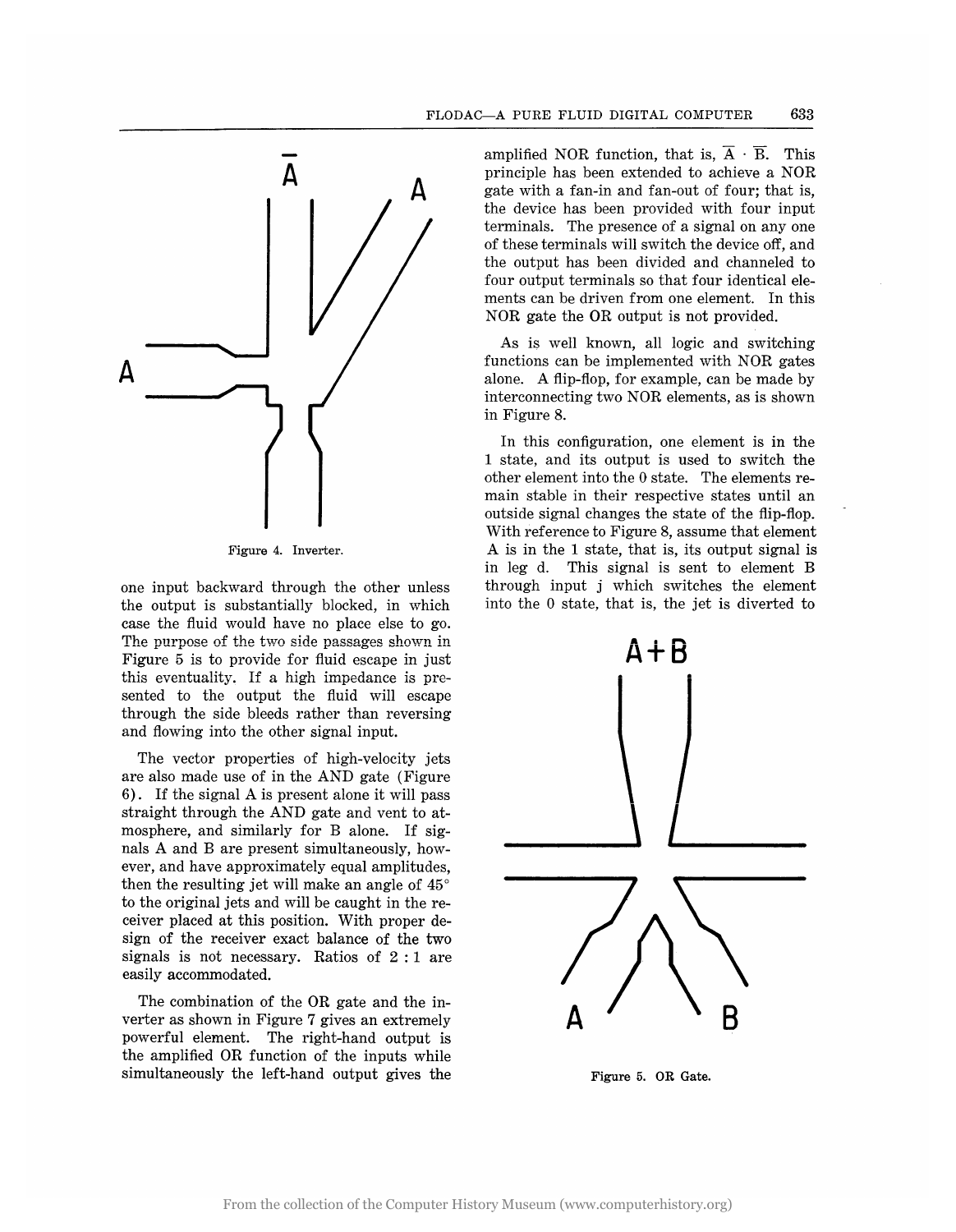Figure 4. Inverter.

one input backward through the other unless the output is substantially blocked, in which case the fluid would have no place else to go. The purpose of the two side passages shown in Figure 5 is to provide for fluid escape in just this eventuality. If a high impedance is presented to the output the fluid will escape through the side bleeds rather than reversing and flowing into the other signal input.

The vector properties of high-velocity jets are also made use of in the AND gate (Figure 6). If the signal A is present alone it will pass straight through the AND gate and vent to atmosphere, and similarly for B alone. If signals A and B are present simultaneously, however, and have approximately equal amplitudes, then the resulting jet will make an angle of 45° to the original jets and will be caught in the receiver placed at this position. With proper design of the receiver exact balance of the two signals is not necessary. Ratios of 2 : 1 are easily accommodated.

The combination of the OR gate and the inverter as shown in Figure 7 gives an extremely powerful element. The right-hand output is the amplified OR function of the inputs while simultaneously the left-hand output gives the amplified NOR function, that is, $\overline{A} \cdot \overline{B}$. This principle has been extended to achieve a NOR gate with a fan-in and fan-out of four; that is, the device has been provided with four input terminals. The presence of a signal on any one of these terminals will switch the device off, and the output has been divided and channeled to four output terminals so that four identical elements can be driven from one element. In this NOR gate the OR output is not provided.

As is well known, all logic and switching functions can be implemented with NOR gates alone. A flip-flop, for example, can be made by interconnecting two NOR elements, as is shown in Figure 8.

In this configuration, one element is in the 1 state, and its output is used to switch the other element into the 0 state. The elements remain stable in their respective states until an outside signal changes the state of the flip-flop. With reference to Figure 8, assume that element A is in the 1 state, that is, its output signal is in leg d. This signal is sent to element B through input j which switches the element into the 0 state, that is, the jet is diverted to

Figure 5. OR Gate.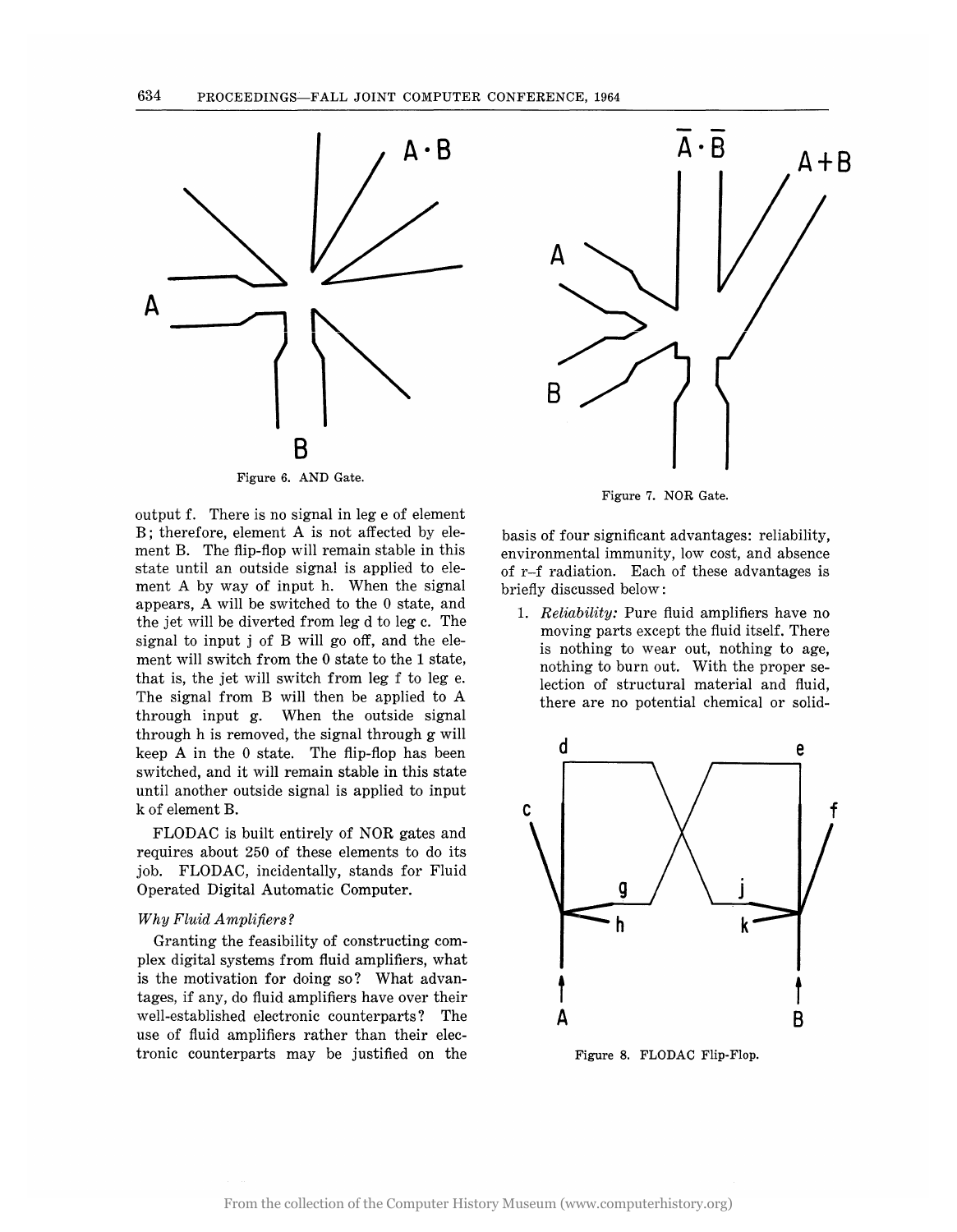Figure 6. AND Gate.

Figure 7. NOR Gate.

output f. There is no signal in leg e of element B; therefore, element A is not affected by element B. The flip-flop will remain stable in this state until an outside signal is applied to element A by way of input h. When the signal appears, A will be switched to the 0 state, and the jet will be diverted from leg d to leg c. The signal to input j of B will go off, and the element will switch from the 0 state to the 1 state, that is, the jet will switch from leg f to leg e. The signal from B will then be applied to A through input g. When the outside signal through h is removed, the signal through g will keep A in the 0 state. The flip-flop has been switched, and it will remain stable in this state until another outside signal is applied to input k of element B.

FLODAC is built entirely of NOR gates and requires about 250 of these elements to do its job. FLODAC, incidentally, stands for Fluid Operated Digital Automatic Computer.

### *Why Fluid Amplifiers?*

Granting the feasibility of constructing complex digital systems from fluid amplifiers, what is the motivation for doing so? What advantages, if any, do fluid amplifiers have over their well-established electronic counterparts? The use of fluid amplifiers rather than their electronic counterparts may be justified on the basis of four significant advantages: reliability, environmental immunity, low cost, and absence of r–f radiation. Each of these advantages is briefly discussed below:

1. *Reliability:* Pure fluid amplifiers have no moving parts except the fluid itself. There is nothing to wear out, nothing to age, nothing to burn out. With the proper selection of structural material and fluid, there are no potential chemical or solid-

Figure 8. FLODAC Flip-Flop.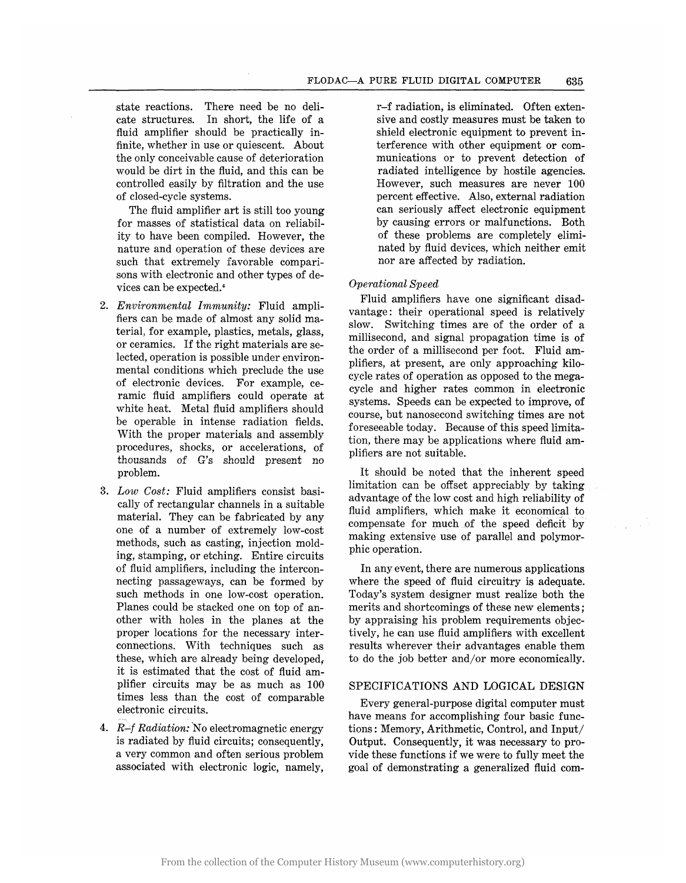state reactions. There need be no delicate structures. In short, the life of a fluid amplifier should be practically infinite, whether in use or quiescent. About the only conceivable cause of deterioration would be dirt in the fluid, and this can be controlled easily by filtration and the use of closed-cycle systems.

The fluid amplifier art is still too young for masses of statistical data on reliability to have been compiled. However, the nature and operation of these devices are such that extremely favorable comparisons with electronic and other types of devices can be expected.[4]

2. *Environmental Immunity:* Fluid amplifiers can be made of almost any solid material, for example, plastics, metals, glass, or ceramics. If the right materials are selected, operation is possible under environmental conditions which preclude the use of electronic devices. For example, ceramic fluid amplifiers could operate at white heat. Metal fluid amplifiers should be operable in intense radiation fields. With the proper materials and assembly procedures, shocks, or accelerations, of thousands of G's should present no problem.

3. *Low Cost:* Fluid amplifiers consist basically of rectangular channels in a suitable material. They can be fabricated by any one of a number of extremely low-cost methods, such as casting, injection molding, stamping, or etching. Entire circuits of fluid amplifiers, including the interconnecting passageways, can be formed by such methods in one low-cost operation. Planes could be stacked one on top of another with holes in the planes at the proper locations for the necessary interconnections. With techniques such as these, which are already being developed, it is estimated that the cost of fluid amplifier circuits may be as much as 100 times less than the cost of comparable electronic circuits.

4. *R–f Radiation:* No electromagnetic energy is radiated by fluid circuits; consequently, a very common and often serious problem associated with electronic logic, namely, r–f radiation, is eliminated. Often extensive and costly measures must be taken to shield electronic equipment to prevent interference with other equipment or communications or to prevent detection of radiated intelligence by hostile agencies. However, such measures are never 100 percent effective. Also, external radiation can seriously affect electronic equipment by causing errors or malfunctions. Both of these problems are completely eliminated by fluid devices, which neither emit nor are affected by radiation.

### *Operational Speed*

Fluid amplifiers have one significant disadvantage: their operational speed is relatively slow. Switching times are of the order of a millisecond, and signal propagation time is of the order of a millisecond per foot. Fluid amplifiers, at present, are only approaching kilocycle rates of operation as opposed to the megacycle and higher rates common in electronic systems. Speeds can be expected to improve, of course, but nanosecond switching times are not foreseeable today. Because of this speed limitation, there may be applications where fluid amplifiers are not suitable.

It should be noted that the inherent speed limitation can be offset appreciably by taking advantage of the low cost and high reliability of fluid amplifiers, which make it economical to compensate for much of the speed deficit by making extensive use of parallel and polymorphic operation.

In any event, there are numerous applications where the speed of fluid circuitry is adequate. Today's system designer must realize both the merits and shortcomings of these new elements; by appraising his problem requirements objectively, he can use fluid amplifiers with excellent results wherever their advantages enable them to do the job better and/or more economically.

## SPECIFICATIONS AND LOGICAL DESIGN

Every general-purpose digital computer must have means for accomplishing four basic functions: Memory, Arithmetic, Control, and Input/Output. Consequently, it was necessary to provide these functions if we were to fully meet the goal of demonstrating a generalized fluid com-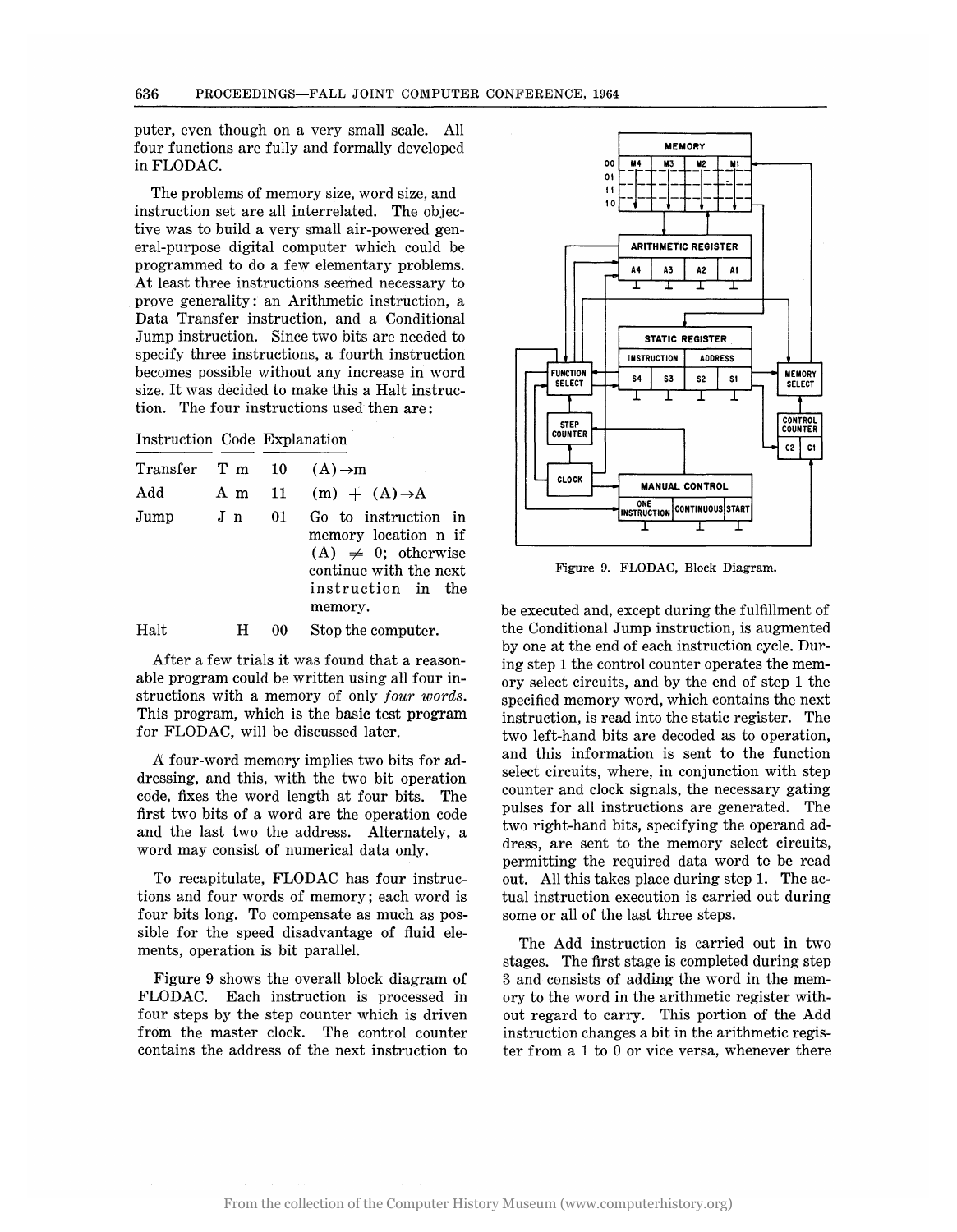puter, even though on a very small scale. All four functions are fully and formally developed in FLODAC.

The problems of memory size, word size, and instruction set are all interrelated. The objective was to build a very small air-powered general-purpose digital computer which could be programmed to do a few elementary problems. At least three instructions seemed necessary to prove generality: an Arithmetic instruction, a Data Transfer instruction, and a Conditional Jump instruction. Since two bits are needed to specify three instructions, a fourth instruction becomes possible without any increase in word size. It was decided to make this a Halt instruction. The four instructions used then are:

| Instruction | | Code | Explanation |
|---|---|---|---|
| Transfer | T m | 10 | $(A) \rightarrow m$ |
| Add | A m | 11 | $(m) + (A) \rightarrow A$ |
| Jump | J n | 01 | Go to instruction in memory location n if $(A) \neq 0$; otherwise continue with the next instruction in the memory. |
| Halt | H | 00 | Stop the computer. |

After a few trials it was found that a reasonable program could be written using all four instructions with a memory of only *four words*. This program, which is the basic test program for FLODAC, will be discussed later.

A four-word memory implies two bits for addressing, and this, with the two bit operation code, fixes the word length at four bits. The first two bits of a word are the operation code and the last two the address. Alternately, a word may consist of numerical data only.

To recapitulate, FLODAC has four instructions and four words of memory; each word is four bits long. To compensate as much as possible for the speed disadvantage of fluid elements, operation is bit parallel.

Figure 9 shows the overall block diagram of FLODAC. Each instruction is processed in four steps by the step counter which is driven from the master clock. The control counter contains the address of the next instruction to be executed and, except during the fulfillment of the Conditional Jump instruction, is augmented by one at the end of each instruction cycle. During step 1 the control counter operates the memory select circuits, and by the end of step 1 the specified memory word, which contains the next instruction, is read into the static register. The two left-hand bits are decoded as to operation, and this information is sent to the function select circuits, where, in conjunction with step counter and clock signals, the necessary gating pulses for all instructions are generated. The two right-hand bits, specifying the operand address, are sent to the memory select circuits, permitting the required data word to be read out. All this takes place during step 1. The actual instruction execution is carried out during some or all of the last three steps.

Figure 9. FLODAC, Block Diagram.

The Add instruction is carried out in two stages. The first stage is completed during step 3 and consists of adding the word in the memory to the word in the arithmetic register without regard to carry. This portion of the Add instruction changes a bit in the arithmetic register from a 1 to 0 or vice versa, whenever there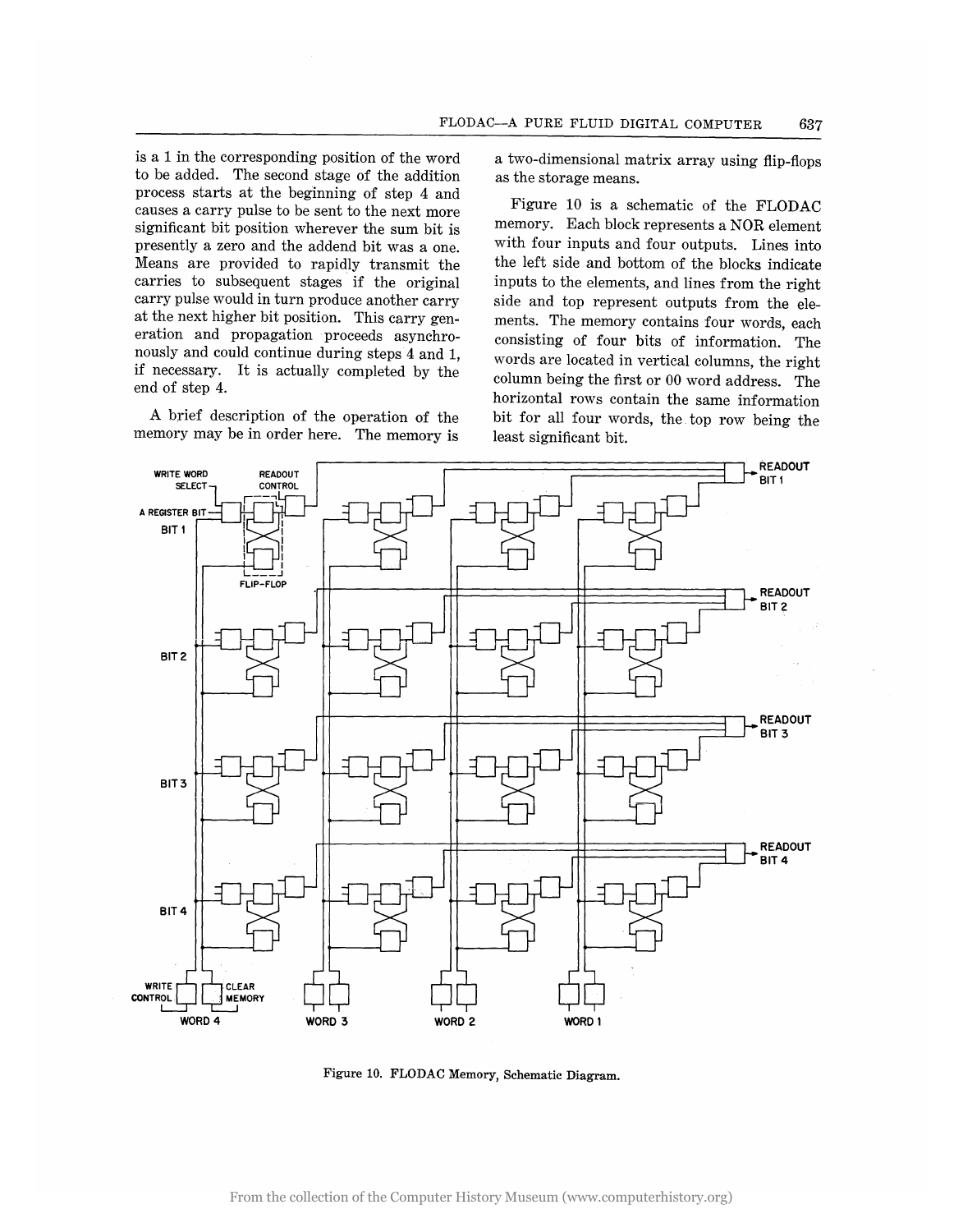is a 1 in the corresponding position of the word to be added. The second stage of the addition process starts at the beginning of step 4 and causes a carry pulse to be sent to the next more significant bit position wherever the sum bit is presently a zero and the addend bit was a one. Means are provided to rapidly transmit the carries to subsequent stages if the original carry pulse would in turn produce another carry at the next higher bit position. This carry generation and propagation proceeds asynchronously and could continue during steps 4 and 1, if necessary. It is actually completed by the end of step 4.

A brief description of the operation of the memory may be in order here. The memory is a two-dimensional matrix array using flip-flops as the storage means.

Figure 10 is a schematic of the FLODAC memory. Each block represents a NOR element with four inputs and four outputs. Lines into the left side and bottom of the blocks indicate inputs to the elements, and lines from the right side and top represent outputs from the elements. The memory contains four words, each consisting of four bits of information. The words are located in vertical columns, the right column being the first or 00 word address. The horizontal rows contain the same information bit for all four words, the top row being the least significant bit.

Figure 10. FLODAC Memory, Schematic Diagram.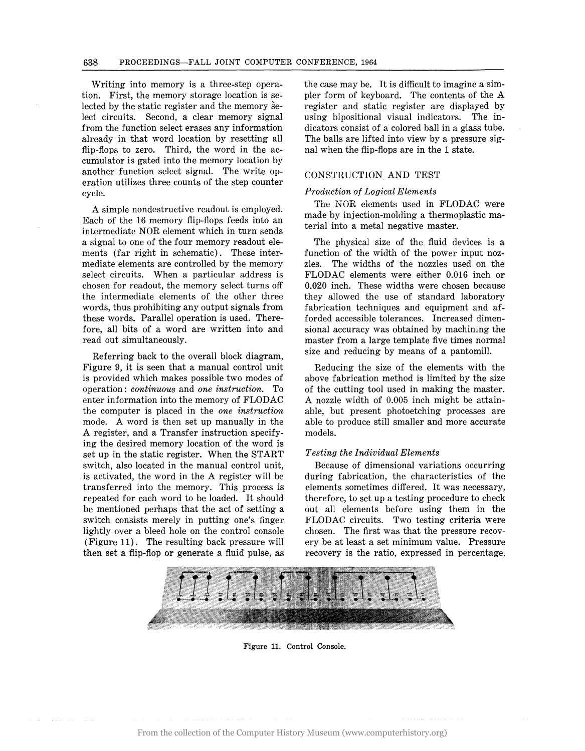Writing into memory is a three-step operation. First, the memory storage location is selected by the static register and the memory select circuits. Second, a clear memory signal from the function select erases any information already in that word location by resetting all flip-flops to zero. Third, the word in the accumulator is gated into the memory location by another function select signal. The write operation utilizes three counts of the step counter cycle.

A simple nondestructive readout is employed. Each of the 16 memory flip-flops feeds into an intermediate NOR element which in turn sends a signal to one of the four memory readout elements (far right in schematic). These intermediate elements are controlled by the memory select circuits. When a particular address is chosen for readout, the memory select turns off the intermediate elements of the other three words, thus prohibiting any output signals from these words. Parallel operation is used. Therefore, all bits of a word are written into and read out simultaneously.

Referring back to the overall block diagram, Figure 9, it is seen that a manual control unit is provided which makes possible two modes of operation: *continuous* and *one instruction*. To enter information into the memory of FLODAC the computer is placed in the *one instruction* mode. A word is then set up manually in the A register, and a Transfer instruction specifying the desired memory location of the word is set up in the static register. When the START switch, also located in the manual control unit, is activated, the word in the A register will be transferred into the memory. This process is repeated for each word to be loaded. It should be mentioned perhaps that the act of setting a switch consists merely in putting one's finger lightly over a bleed hole on the control console (Figure 11). The resulting back pressure will then set a flip-flop or generate a fluid pulse, as the case may be. It is difficult to imagine a simpler form of keyboard. The contents of the A register and static register are displayed by using bipositional visual indicators. The indicators consist of a colored ball in a glass tube. The balls are lifted into view by a pressure signal when the flip-flops are in the 1 state.

## CONSTRUCTION AND TEST

### *Production of Logical Elements*

The NOR elements used in FLODAC were made by injection-molding a thermoplastic material into a metal negative master.

The physical size of the fluid devices is a function of the width of the power input nozzles. The widths of the nozzles used on the FLODAC elements were either 0.016 inch or 0.020 inch. These widths were chosen because they allowed the use of standard laboratory fabrication techniques and equipment and afforded accessible tolerances. Increased dimensional accuracy was obtained by machining the master from a large template five times normal size and reducing by means of a pantomill.

Reducing the size of the elements with the above fabrication method is limited by the size of the cutting tool used in making the master. A nozzle width of 0.005 inch might be attainable, but present photoetching processes are able to produce still smaller and more accurate models.

### *Testing the Individual Elements*

Because of dimensional variations occurring during fabrication, the characteristics of the elements sometimes differed. It was necessary, therefore, to set up a testing procedure to check out all elements before using them in the FLODAC circuits. Two testing criteria were chosen. The first was that the pressure recovery be at least a set minimum value. Pressure recovery is the ratio, expressed in percentage,

Figure 11. Control Console.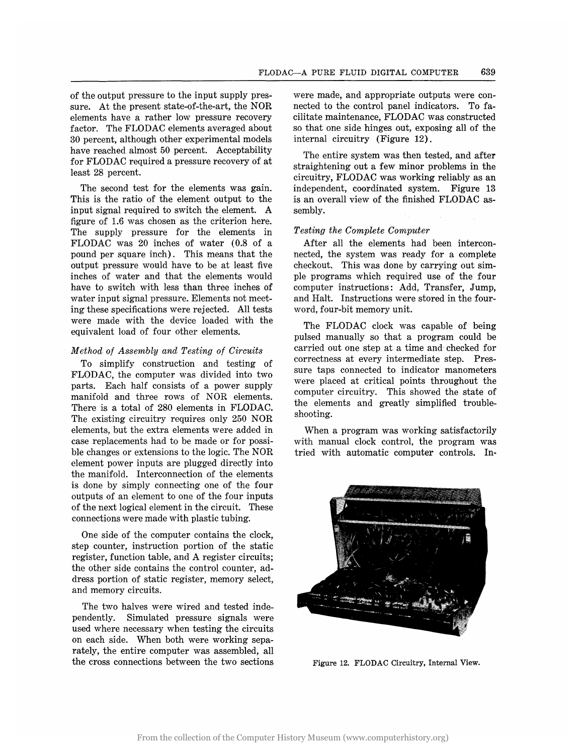of the output pressure to the input supply pressure. At the present state-of-the-art, the NOR elements have a rather low pressure recovery factor. The FLODAC elements averaged about 30 percent, although other experimental models have reached almost 50 percent. Acceptability for FLODAC required a pressure recovery of at least 28 percent.

The second test for the elements was gain. This is the ratio of the element output to the input signal required to switch the element. A figure of 1.6 was chosen as the criterion here. The supply pressure for the elements in FLODAC was 20 inches of water (0.8 of a pound per square inch). This means that the output pressure would have to be at least five inches of water and that the elements would have to switch with less than three inches of water input signal pressure. Elements not meeting these specifications were rejected. All tests were made with the device loaded with the equivalent load of four other elements.

### *Method of Assembly and Testing of Circuits*

To simplify construction and testing of FLODAC, the computer was divided into two parts. Each half consists of a power supply manifold and three rows of NOR elements. There is a total of 280 elements in FLODAC. The existing circuitry requires only 250 NOR elements, but the extra elements were added in case replacements had to be made or for possible changes or extensions to the logic. The NOR element power inputs are plugged directly into the manifold. Interconnection of the elements is done by simply connecting one of the four outputs of an element to one of the four inputs of the next logical element in the circuit. These connections were made with plastic tubing.

One side of the computer contains the clock, step counter, instruction portion of the static register, function table, and A register circuits; the other side contains the control counter, address portion of static register, memory select, and memory circuits.

The two halves were wired and tested independently. Simulated pressure signals were used where necessary when testing the circuits on each side. When both were working separately, the entire computer was assembled, all the cross connections between the two sections were made, and appropriate outputs were connected to the control panel indicators. To facilitate maintenance, FLODAC was constructed so that one side hinges out, exposing all of the internal circuitry (Figure 12).

The entire system was then tested, and after straightening out a few minor problems in the circuitry, FLODAC was working reliably as an independent, coordinated system. Figure 13 is an overall view of the finished FLODAC assembly.

### *Testing the Complete Computer*

After all the elements had been interconnected, the system was ready for a complete checkout. This was done by carrying out simple programs which required use of the four computer instructions: Add, Transfer, Jump, and Halt. Instructions were stored in the four-word, four-bit memory unit.

The FLODAC clock was capable of being pulsed manually so that a program could be carried out one step at a time and checked for correctness at every intermediate step. Pressure taps connected to indicator manometers were placed at critical points throughout the computer circuitry. This showed the state of the elements and greatly simplified troubleshooting.

When a program was working satisfactorily with manual clock control, the program was tried with automatic computer controls. In-

Figure 12. FLODAC Circuitry, Internal View.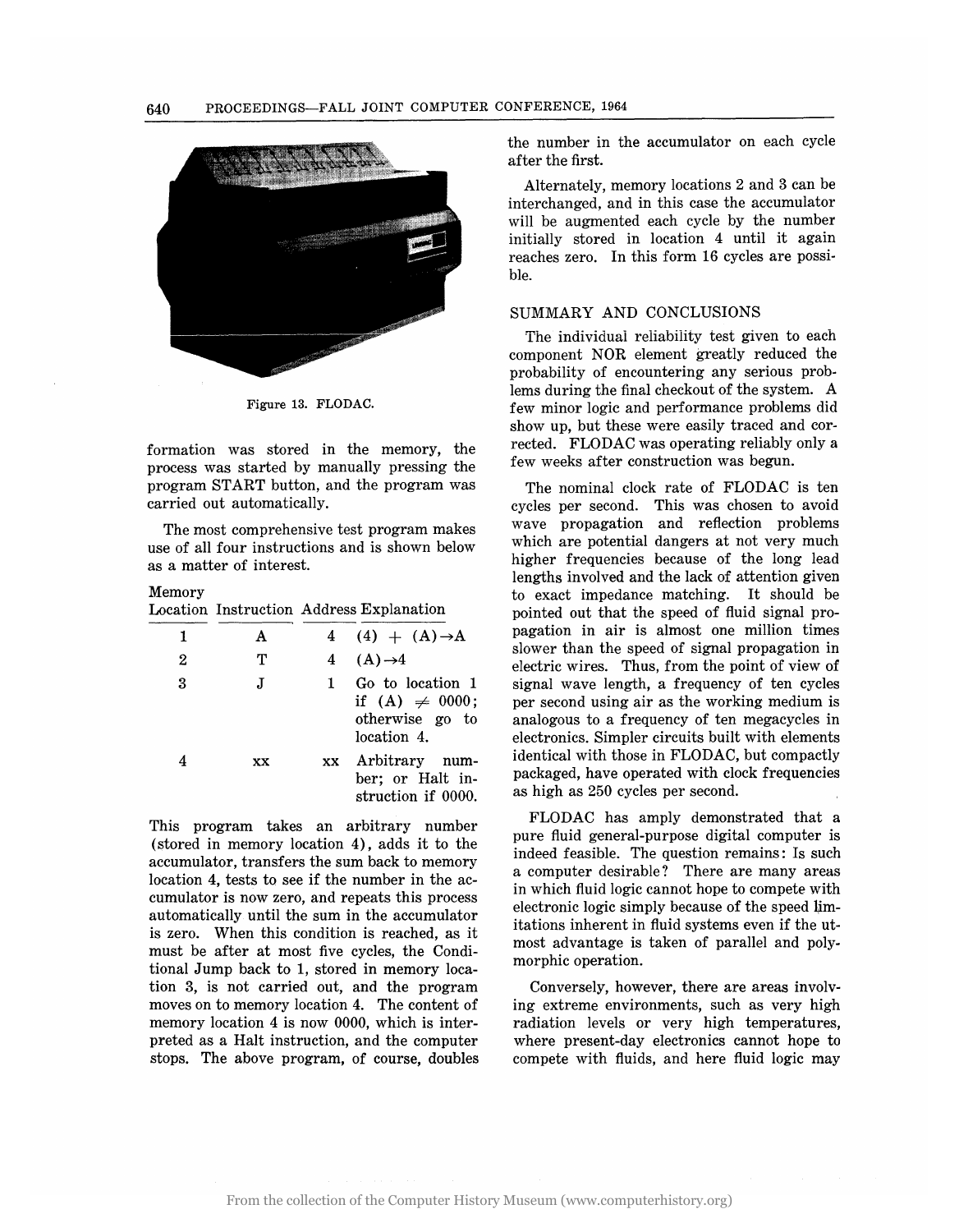Figure 13. FLODAC.

formation was stored in the memory, the process was started by manually pressing the program START button, and the program was carried out automatically.

The most comprehensive test program makes use of all four instructions and is shown below as a matter of interest.

| Memory Location | Instruction | Address | Explanation |
|---|---|---|---|
| 1 | A | 4 | (4) + (A)→A |
| 2 | T | 4 | (A)→4 |
| 3 | J | 1 | Go to location 1 if (A) ≠ 0000; otherwise go to location 4. |
| 4 | xx | xx | Arbitrary number; or Halt instruction if 0000. |

This program takes an arbitrary number (stored in memory location 4), adds it to the accumulator, transfers the sum back to memory location 4, tests to see if the number in the accumulator is now zero, and repeats this process automatically until the sum in the accumulator is zero. When this condition is reached, as it must be after at most five cycles, the Conditional Jump back to 1, stored in memory location 3, is not carried out, and the program moves on to memory location 4. The content of memory location 4 is now 0000, which is interpreted as a Halt instruction, and the computer stops. The above program, of course, doubles the number in the accumulator on each cycle after the first.

Alternately, memory locations 2 and 3 can be interchanged, and in this case the accumulator will be augmented each cycle by the number initially stored in location 4 until it again reaches zero. In this form 16 cycles are possible.

## SUMMARY AND CONCLUSIONS

The individual reliability test given to each component NOR element greatly reduced the probability of encountering any serious problems during the final checkout of the system. A few minor logic and performance problems did show up, but these were easily traced and corrected. FLODAC was operating reliably only a few weeks after construction was begun.

The nominal clock rate of FLODAC is ten cycles per second. This was chosen to avoid wave propagation and reflection problems which are potential dangers at not very much higher frequencies because of the long lead lengths involved and the lack of attention given to exact impedance matching. It should be pointed out that the speed of fluid signal propagation in air is almost one million times slower than the speed of signal propagation in electric wires. Thus, from the point of view of signal wave length, a frequency of ten cycles per second using air as the working medium is analogous to a frequency of ten megacycles in electronics. Simpler circuits built with elements identical with those in FLODAC, but compactly packaged, have operated with clock frequencies as high as 250 cycles per second.

FLODAC has amply demonstrated that a pure fluid general-purpose digital computer is indeed feasible. The question remains: Is such a computer desirable? There are many areas in which fluid logic cannot hope to compete with electronic logic simply because of the speed limitations inherent in fluid systems even if the utmost advantage is taken of parallel and polymorphic operation.

Conversely, however, there are areas involving extreme environments, such as very high radiation levels or very high temperatures, where present-day electronics cannot hope to compete with fluids, and here fluid logic may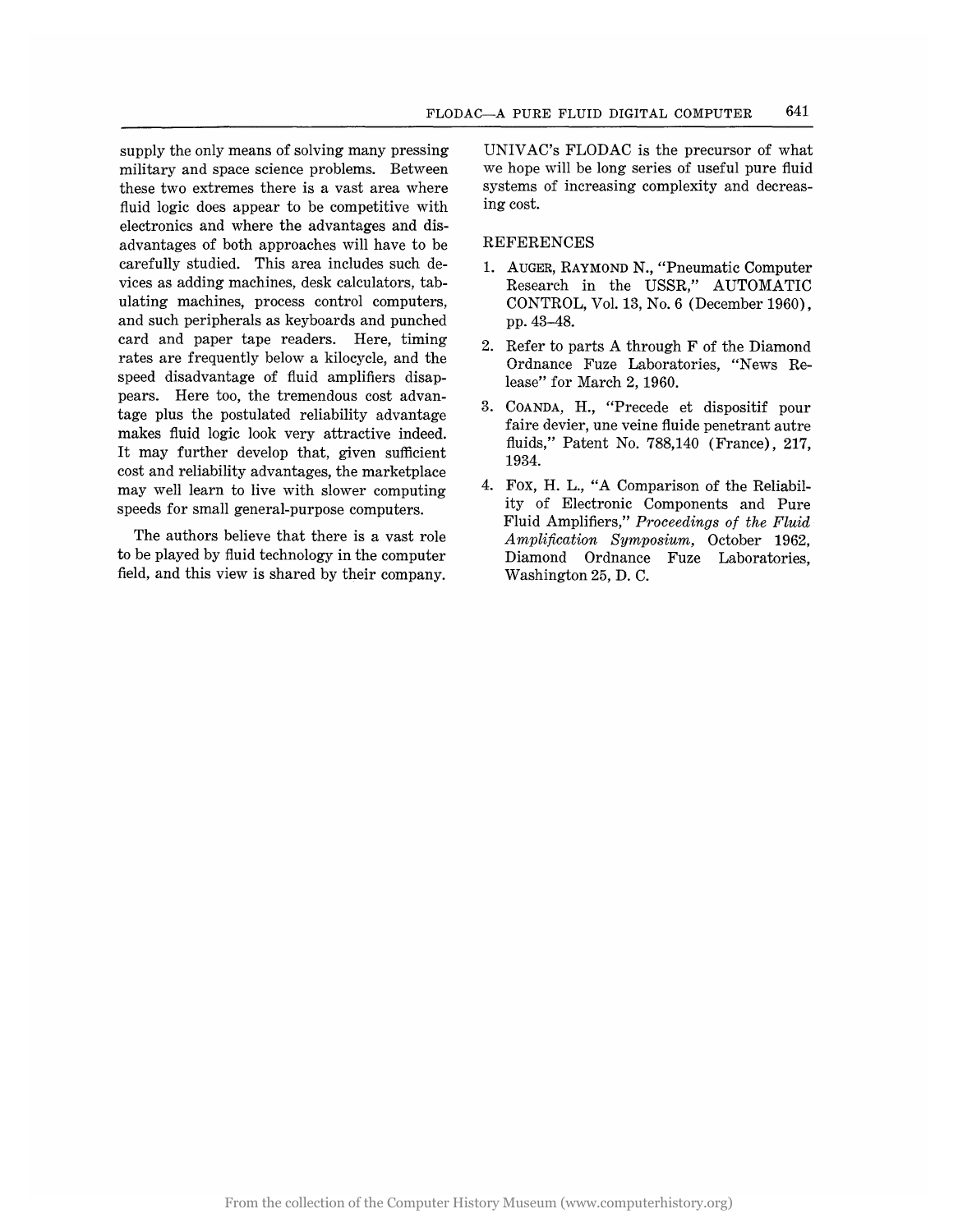supply the only means of solving many pressing military and space science problems. Between these two extremes there is a vast area where fluid logic does appear to be competitive with electronics and where the advantages and disadvantages of both approaches will have to be carefully studied. This area includes such devices as adding machines, desk calculators, tabulating machines, process control computers, and such peripherals as keyboards and punched card and paper tape readers. Here, timing rates are frequently below a kilocycle, and the speed disadvantage of fluid amplifiers disappears. Here too, the tremendous cost advantage plus the postulated reliability advantage makes fluid logic look very attractive indeed. It may further develop that, given sufficient cost and reliability advantages, the marketplace may well learn to live with slower computing speeds for small general-purpose computers.

The authors believe that there is a vast role to be played by fluid technology in the computer field, and this view is shared by their company. UNIVAC's FLODAC is the precursor of what we hope will be long series of useful pure fluid systems of increasing complexity and decreasing cost.

## REFERENCES

1. AUGER, RAYMOND N., "Pneumatic Computer Research in the USSR," AUTOMATIC CONTROL, Vol. 13, No. 6 (December 1960), pp. 43–48.
2. Refer to parts A through F of the Diamond Ordnance Fuze Laboratories, "News Release" for March 2, 1960.
3. COANDA, H., "Precede et dispositif pour faire devier, une veine fluide penetrant autre fluids," Patent No. 788,140 (France), 217, 1934.
4. FOX, H. L., "A Comparison of the Reliability of Electronic Components and Pure Fluid Amplifiers," *Proceedings of the Fluid Amplification Symposium*, October 1962, Diamond Ordnance Fuze Laboratories, Washington 25, D. C.